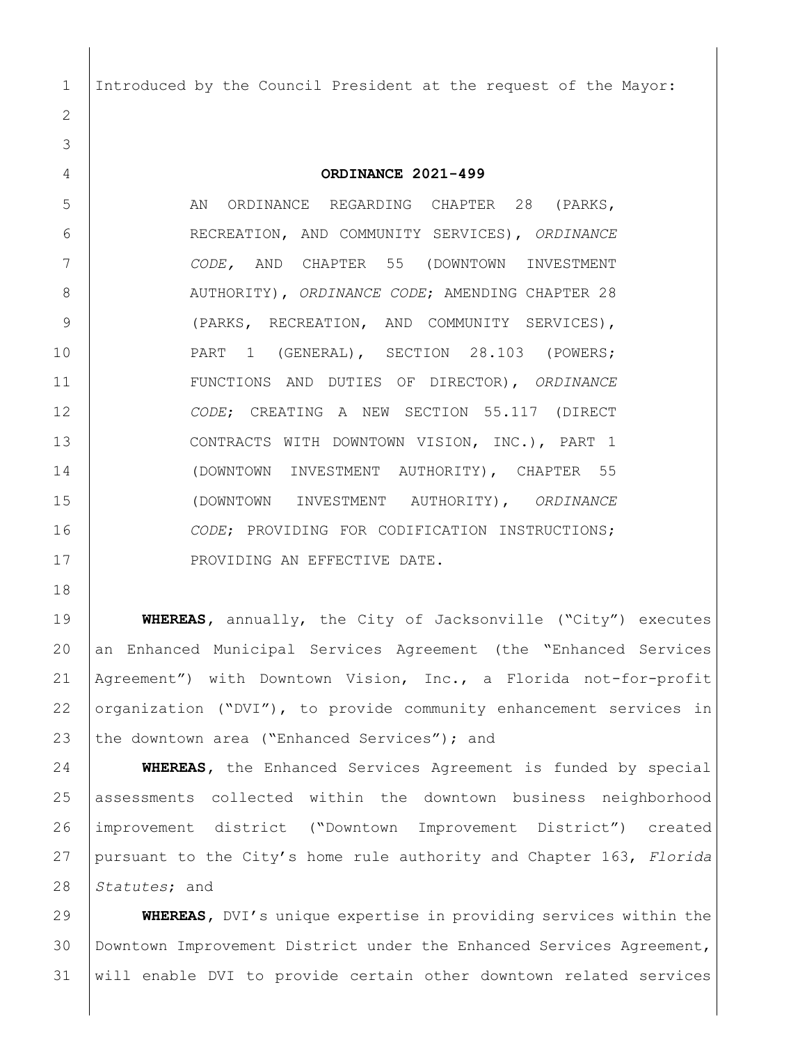Introduced by the Council President at the request of the Mayor:

**ORDINANCE 2021-499**

AN ORDINANCE REGARDING CHAPTER 28 (PARKS, RECREATION, AND COMMUNITY SERVICES), *ORDINANCE CODE,* AND CHAPTER 55 (DOWNTOWN INVESTMENT AUTHORITY), *ORDINANCE CODE*; AMENDING CHAPTER 28 (PARKS, RECREATION, AND COMMUNITY SERVICES), PART 1 (GENERAL), SECTION 28.103 (POWERS; FUNCTIONS AND DUTIES OF DIRECTOR), *ORDINANCE CODE*; CREATING A NEW SECTION 55.117 (DIRECT CONTRACTS WITH DOWNTOWN VISION, INC.), PART 1 (DOWNTOWN INVESTMENT AUTHORITY), CHAPTER 55 (DOWNTOWN INVESTMENT AUTHORITY), *ORDINANCE CODE*; PROVIDING FOR CODIFICATION INSTRUCTIONS; PROVIDING AN EFFECTIVE DATE.

**WHEREAS**, annually, the City of Jacksonville ("City") executes an Enhanced Municipal Services Agreement (the "Enhanced Services Agreement") with Downtown Vision, Inc., a Florida not-for-profit organization ("DVI"), to provide community enhancement services in the downtown area ("Enhanced Services"); and

**WHEREAS**, the Enhanced Services Agreement is funded by special assessments collected within the downtown business neighborhood improvement district ("Downtown Improvement District") created pursuant to the City's home rule authority and Chapter 163, *Florida Statutes*; and

**WHEREAS**, DVI's unique expertise in providing services within the Downtown Improvement District under the Enhanced Services Agreement, will enable DVI to provide certain other downtown related services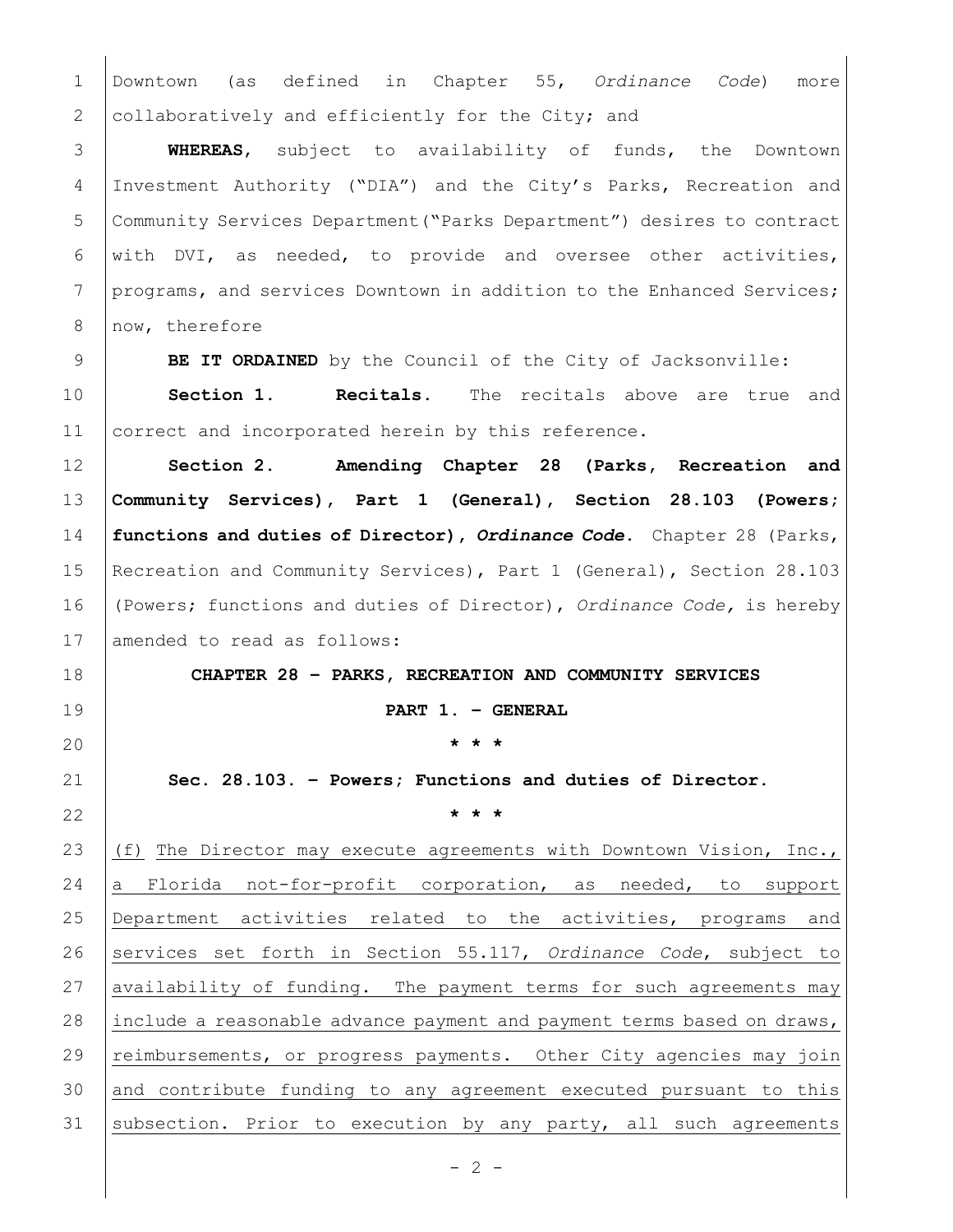Downtown (as defined in Chapter 55, *Ordinance Code*) more collaboratively and efficiently for the City; and

**WHEREAS**, subject to availability of funds, the Downtown Investment Authority ("DIA") and the City's Parks, Recreation and Community Services Department("Parks Department") desires to contract with DVI, as needed, to provide and oversee other activities, programs, and services Downtown in addition to the Enhanced Services; now, therefore

**BE IT ORDAINED** by the Council of the City of Jacksonville:

**Section 1. Recitals.** The recitals above are true and correct and incorporated herein by this reference.

**Section 2. Amending Chapter 28 (Parks, Recreation and Community Services), Part 1 (General), Section 28.103 (Powers; functions and duties of Director), *Ordinance Code*.** Chapter 28 (Parks, Recreation and Community Services), Part 1 (General), Section 28.103 (Powers; functions and duties of Director), *Ordinance Code,* is hereby amended to read as follows:

**CHAPTER 28 – PARKS, RECREATION AND COMMUNITY SERVICES**

**PART 1. – GENERAL**

**\* \* \***

**Sec. 28.103. – Powers; Functions and duties of Director.**

**\* \* \***

<u>(f) The Director may execute agreements with Downtown Vision, Inc., a Florida not-for-profit corporation, as needed, to support Department activities related to the activities, programs and services set forth in Section 55.117, *Ordinance Code*, subject to availability of funding. The payment terms for such agreements may include a reasonable advance payment and payment terms based on draws, reimbursements, or progress payments. Other City agencies may join and contribute funding to any agreement executed pursuant to this subsection. Prior to execution by any party, all such agreements</u>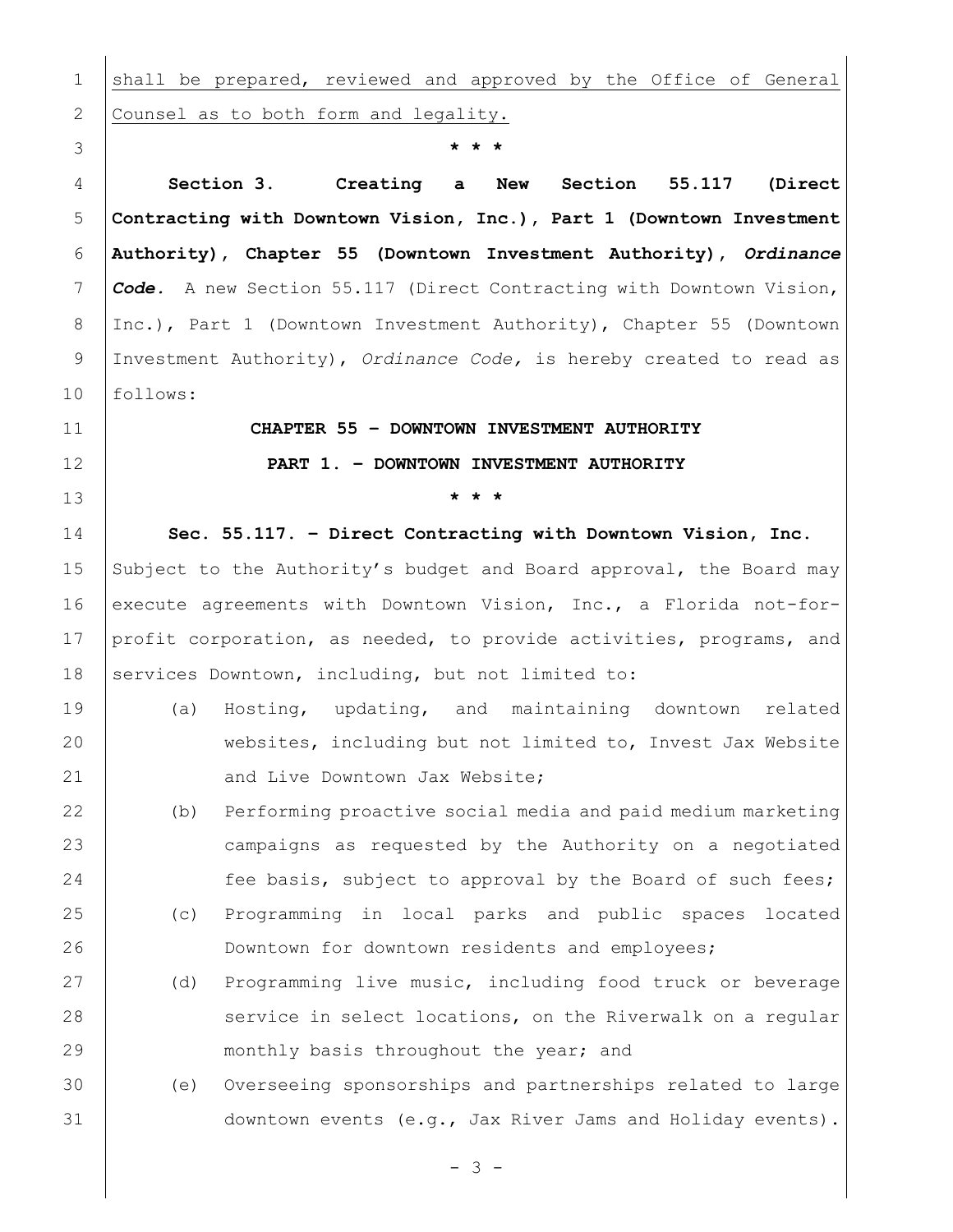shall be prepared, reviewed and approved by the Office of General Counsel as to both form and legality.

\* \* \*

**Section 3. Creating a New Section 55.117 (Direct Contracting with Downtown Vision, Inc.), Part 1 (Downtown Investment Authority), Chapter 55 (Downtown Investment Authority), *Ordinance Code*.** A new Section 55.117 (Direct Contracting with Downtown Vision, Inc.), Part 1 (Downtown Investment Authority), Chapter 55 (Downtown Investment Authority), *Ordinance Code*, is hereby created to read as follows:

**CHAPTER 55 – DOWNTOWN INVESTMENT AUTHORITY**

**PART 1. – DOWNTOWN INVESTMENT AUTHORITY**

\* \* \*

**Sec. 55.117. – Direct Contracting with Downtown Vision, Inc.**

Subject to the Authority's budget and Board approval, the Board may execute agreements with Downtown Vision, Inc., a Florida not-for-profit corporation, as needed, to provide activities, programs, and services Downtown, including, but not limited to:

(a) Hosting, updating, and maintaining downtown related websites, including but not limited to, Invest Jax Website and Live Downtown Jax Website;

(b) Performing proactive social media and paid medium marketing campaigns as requested by the Authority on a negotiated fee basis, subject to approval by the Board of such fees;

(c) Programming in local parks and public spaces located Downtown for downtown residents and employees;

(d) Programming live music, including food truck or beverage service in select locations, on the Riverwalk on a regular monthly basis throughout the year; and

(e) Overseeing sponsorships and partnerships related to large downtown events (e.g., Jax River Jams and Holiday events).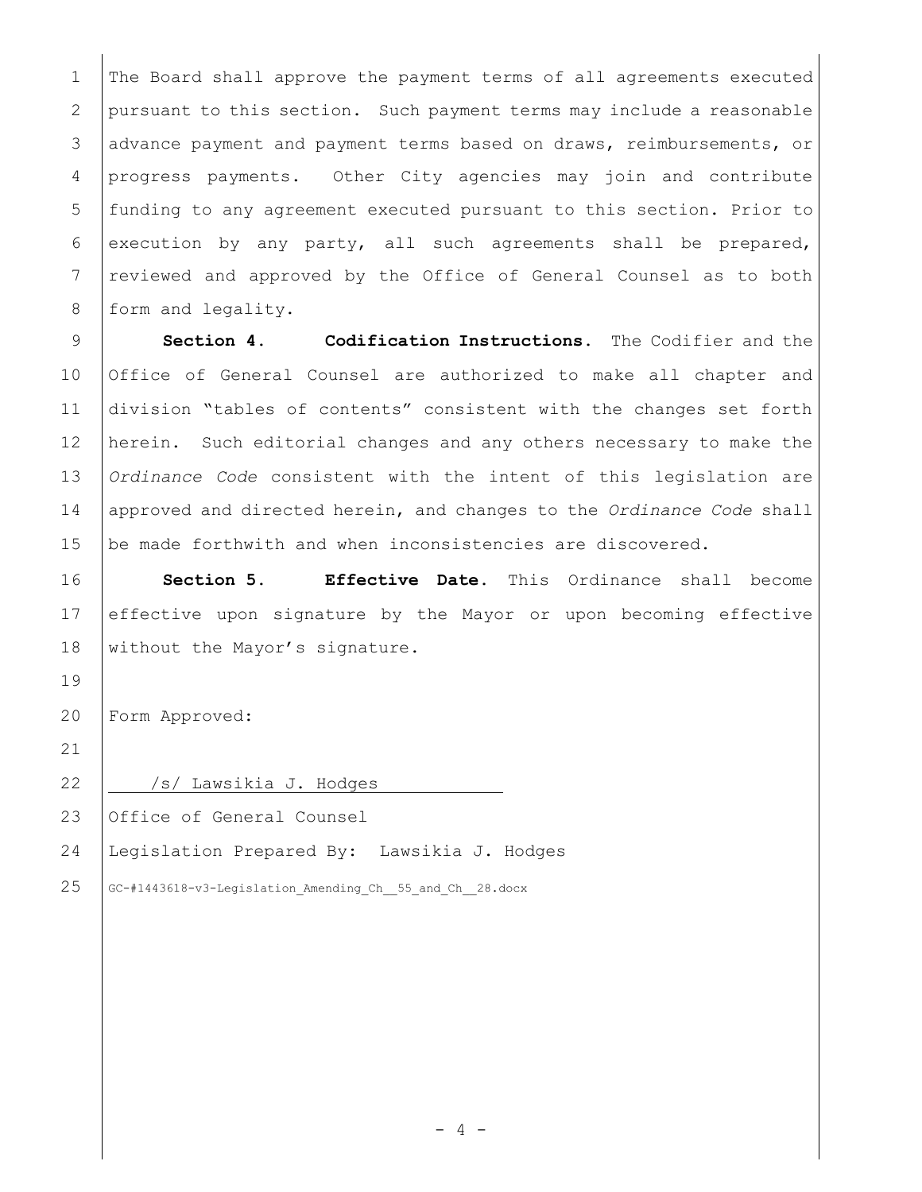The Board shall approve the payment terms of all agreements executed pursuant to this section. Such payment terms may include a reasonable advance payment and payment terms based on draws, reimbursements, or progress payments. Other City agencies may join and contribute funding to any agreement executed pursuant to this section. Prior to execution by any party, all such agreements shall be prepared, reviewed and approved by the Office of General Counsel as to both form and legality.

**Section 4. Codification Instructions.** The Codifier and the Office of General Counsel are authorized to make all chapter and division "tables of contents" consistent with the changes set forth herein. Such editorial changes and any others necessary to make the *Ordinance Code* consistent with the intent of this legislation are approved and directed herein, and changes to the *Ordinance Code* shall be made forthwith and when inconsistencies are discovered.

**Section 5. Effective Date.** This Ordinance shall become effective upon signature by the Mayor or upon becoming effective without the Mayor's signature.

Form Approved:

/s/ Lawsikia J. Hodges

Office of General Counsel

Legislation Prepared By: Lawsikia J. Hodges

GC-#1443618-v3-Legislation_Amending_Ch__55_and_Ch__28.docx